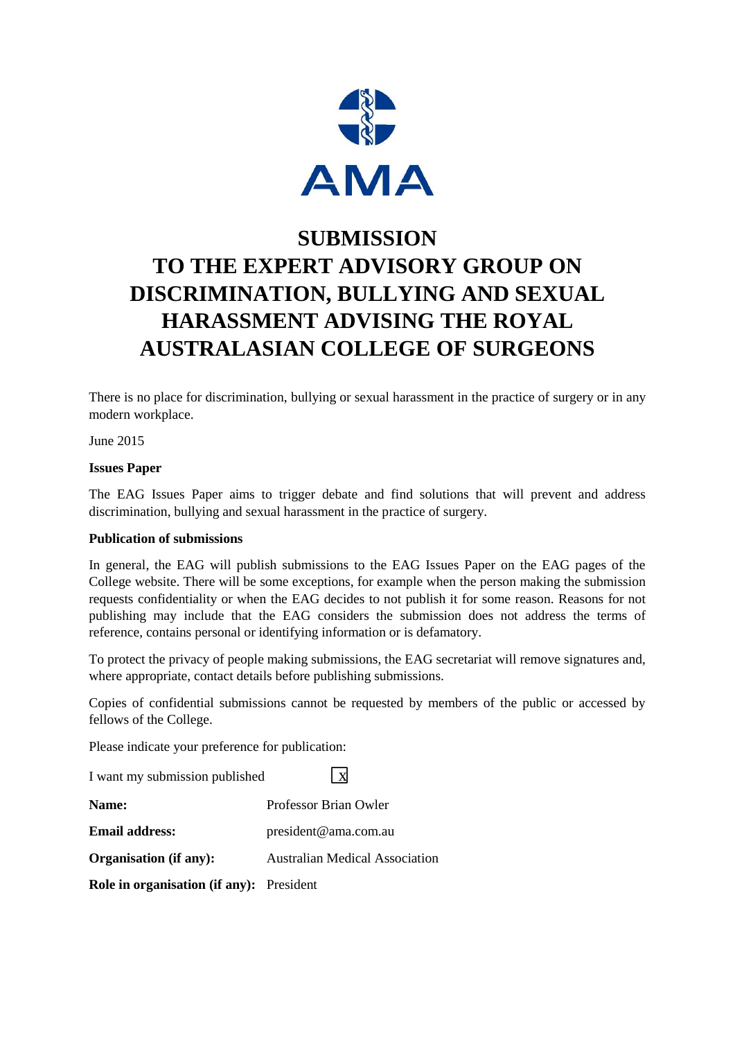AMA

# SUBMISSION TO THE EXPERT ADVISORY GROUP ON DISCRIMINATION, BULLYING AND SEXUAL HARASSMENT ADVISING THE ROYAL AUSTRALASIAN COLLEGE OF SURGEONS

There is no place for discrimination, bullying or sexual harassment in the practice of surgery or in any modern workplace.

June 2015

**Issues Paper**

The EAG Issues Paper aims to trigger debate and find solutions that will prevent and address discrimination, bullying and sexual harassment in the practice of surgery.

**Publication of submissions**

In general, the EAG will publish submissions to the EAG Issues Paper on the EAG pages of the College website. There will be some exceptions, for example when the person making the submission requests confidentiality or when the EAG decides to not publish it for some reason. Reasons for not publishing may include that the EAG considers the submission does not address the terms of reference, contains personal or identifying information or is defamatory.

To protect the privacy of people making submissions, the EAG secretariat will remove signatures and, where appropriate, contact details before publishing submissions.

Copies of confidential submissions cannot be requested by members of the public or accessed by fellows of the College.

Please indicate your preference for publication:

I want my submission published [x]

**Name:** Professor Brian Owler

**Email address:** president@ama.com.au

**Organisation (if any):** Australian Medical Association

**Role in organisation (if any):** President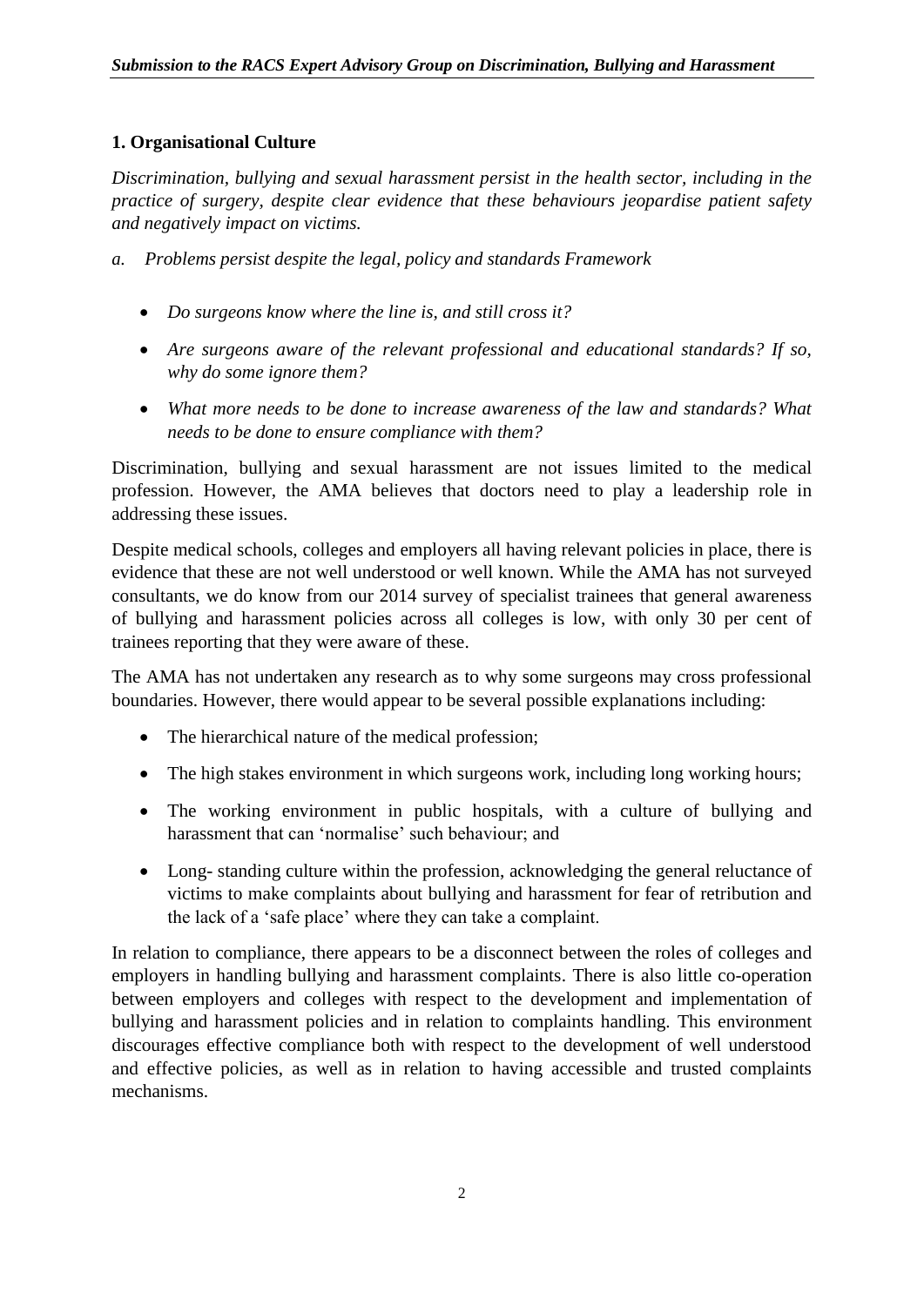## 1. Organisational Culture

*Discrimination, bullying and sexual harassment persist in the health sector, including in the practice of surgery, despite clear evidence that these behaviours jeopardise patient safety and negatively impact on victims.*

*a. Problems persist despite the legal, policy and standards Framework*

- *Do surgeons know where the line is, and still cross it?*
- *Are surgeons aware of the relevant professional and educational standards? If so, why do some ignore them?*
- *What more needs to be done to increase awareness of the law and standards? What needs to be done to ensure compliance with them?*

Discrimination, bullying and sexual harassment are not issues limited to the medical profession. However, the AMA believes that doctors need to play a leadership role in addressing these issues.

Despite medical schools, colleges and employers all having relevant policies in place, there is evidence that these are not well understood or well known. While the AMA has not surveyed consultants, we do know from our 2014 survey of specialist trainees that general awareness of bullying and harassment policies across all colleges is low, with only 30 per cent of trainees reporting that they were aware of these.

The AMA has not undertaken any research as to why some surgeons may cross professional boundaries. However, there would appear to be several possible explanations including:

- The hierarchical nature of the medical profession;
- The high stakes environment in which surgeons work, including long working hours;
- The working environment in public hospitals, with a culture of bullying and harassment that can 'normalise' such behaviour; and
- Long- standing culture within the profession, acknowledging the general reluctance of victims to make complaints about bullying and harassment for fear of retribution and the lack of a 'safe place' where they can take a complaint.

In relation to compliance, there appears to be a disconnect between the roles of colleges and employers in handling bullying and harassment complaints. There is also little co-operation between employers and colleges with respect to the development and implementation of bullying and harassment policies and in relation to complaints handling. This environment discourages effective compliance both with respect to the development of well understood and effective policies, as well as in relation to having accessible and trusted complaints mechanisms.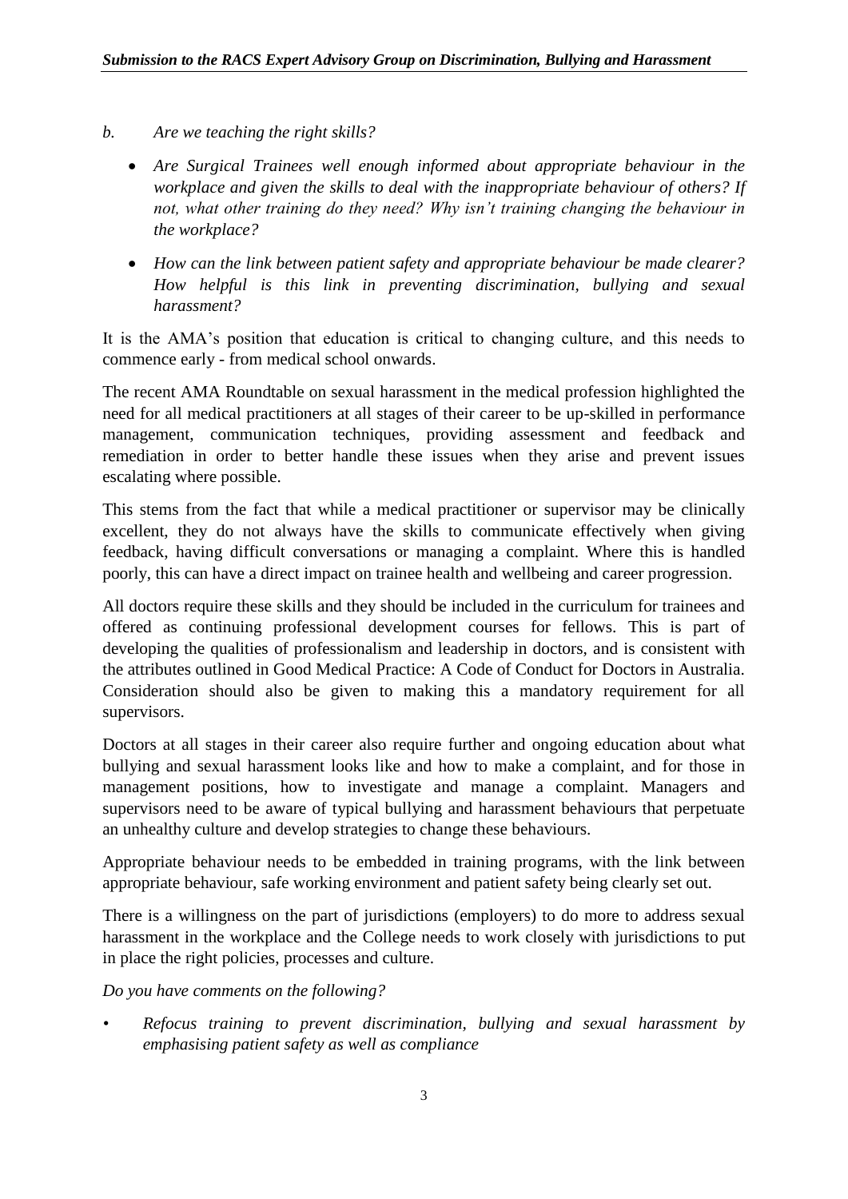*b. Are we teaching the right skills?*

- *Are Surgical Trainees well enough informed about appropriate behaviour in the workplace and given the skills to deal with the inappropriate behaviour of others? If not, what other training do they need? Why isn't training changing the behaviour in the workplace?*
- *How can the link between patient safety and appropriate behaviour be made clearer? How helpful is this link in preventing discrimination, bullying and sexual harassment?*

It is the AMA's position that education is critical to changing culture, and this needs to commence early - from medical school onwards.

The recent AMA Roundtable on sexual harassment in the medical profession highlighted the need for all medical practitioners at all stages of their career to be up-skilled in performance management, communication techniques, providing assessment and feedback and remediation in order to better handle these issues when they arise and prevent issues escalating where possible.

This stems from the fact that while a medical practitioner or supervisor may be clinically excellent, they do not always have the skills to communicate effectively when giving feedback, having difficult conversations or managing a complaint. Where this is handled poorly, this can have a direct impact on trainee health and wellbeing and career progression.

All doctors require these skills and they should be included in the curriculum for trainees and offered as continuing professional development courses for fellows. This is part of developing the qualities of professionalism and leadership in doctors, and is consistent with the attributes outlined in Good Medical Practice: A Code of Conduct for Doctors in Australia. Consideration should also be given to making this a mandatory requirement for all supervisors.

Doctors at all stages in their career also require further and ongoing education about what bullying and sexual harassment looks like and how to make a complaint, and for those in management positions, how to investigate and manage a complaint. Managers and supervisors need to be aware of typical bullying and harassment behaviours that perpetuate an unhealthy culture and develop strategies to change these behaviours.

Appropriate behaviour needs to be embedded in training programs, with the link between appropriate behaviour, safe working environment and patient safety being clearly set out.

There is a willingness on the part of jurisdictions (employers) to do more to address sexual harassment in the workplace and the College needs to work closely with jurisdictions to put in place the right policies, processes and culture.

*Do you have comments on the following?*

- *Refocus training to prevent discrimination, bullying and sexual harassment by emphasising patient safety as well as compliance*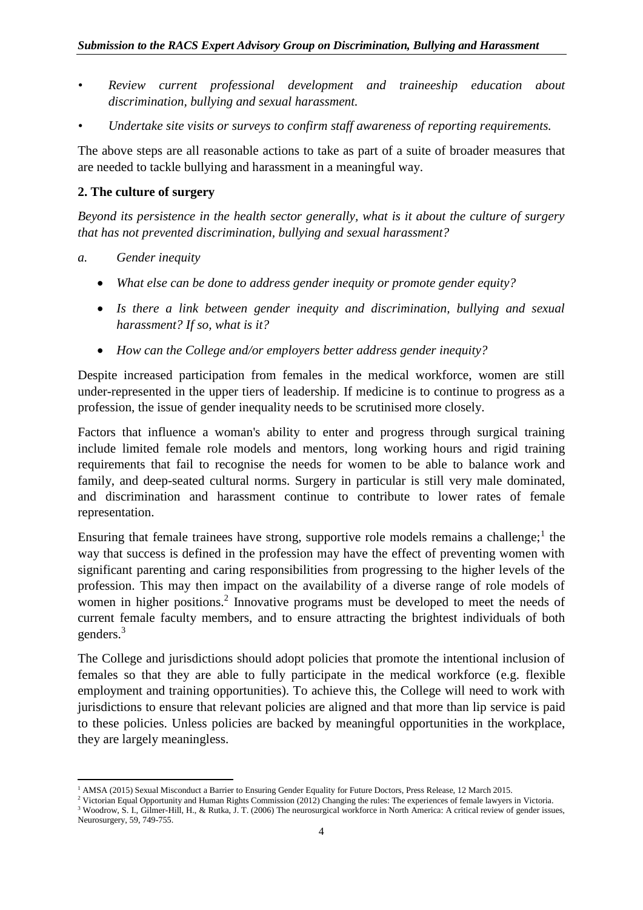- *Review current professional development and traineeship education about discrimination, bullying and sexual harassment.*
- *Undertake site visits or surveys to confirm staff awareness of reporting requirements.*

The above steps are all reasonable actions to take as part of a suite of broader measures that are needed to tackle bullying and harassment in a meaningful way.

## 2. The culture of surgery

*Beyond its persistence in the health sector generally, what is it about the culture of surgery that has not prevented discrimination, bullying and sexual harassment?*

*a. Gender inequity*

- *What else can be done to address gender inequity or promote gender equity?*
- *Is there a link between gender inequity and discrimination, bullying and sexual harassment? If so, what is it?*
- *How can the College and/or employers better address gender inequity?*

Despite increased participation from females in the medical workforce, women are still under-represented in the upper tiers of leadership. If medicine is to continue to progress as a profession, the issue of gender inequality needs to be scrutinised more closely.

Factors that influence a woman's ability to enter and progress through surgical training include limited female role models and mentors, long working hours and rigid training requirements that fail to recognise the needs for women to be able to balance work and family, and deep-seated cultural norms. Surgery in particular is still very male dominated, and discrimination and harassment continue to contribute to lower rates of female representation.

Ensuring that female trainees have strong, supportive role models remains a challenge;[1] the way that success is defined in the profession may have the effect of preventing women with significant parenting and caring responsibilities from progressing to the higher levels of the profession. This may then impact on the availability of a diverse range of role models of women in higher positions.[2] Innovative programs must be developed to meet the needs of current female faculty members, and to ensure attracting the brightest individuals of both genders.[3]

The College and jurisdictions should adopt policies that promote the intentional inclusion of females so that they are able to fully participate in the medical workforce (e.g. flexible employment and training opportunities). To achieve this, the College will need to work with jurisdictions to ensure that relevant policies are aligned and that more than lip service is paid to these policies. Unless policies are backed by meaningful opportunities in the workplace, they are largely meaningless.

---

[1] AMSA (2015) Sexual Misconduct a Barrier to Ensuring Gender Equality for Future Doctors, Press Release, 12 March 2015.

[2] Victorian Equal Opportunity and Human Rights Commission (2012) Changing the rules: The experiences of female lawyers in Victoria.

[3] Woodrow, S. I., Gilmer-Hill, H., & Rutka, J. T. (2006) The neurosurgical workforce in North America: A critical review of gender issues, Neurosurgery, 59, 749-755.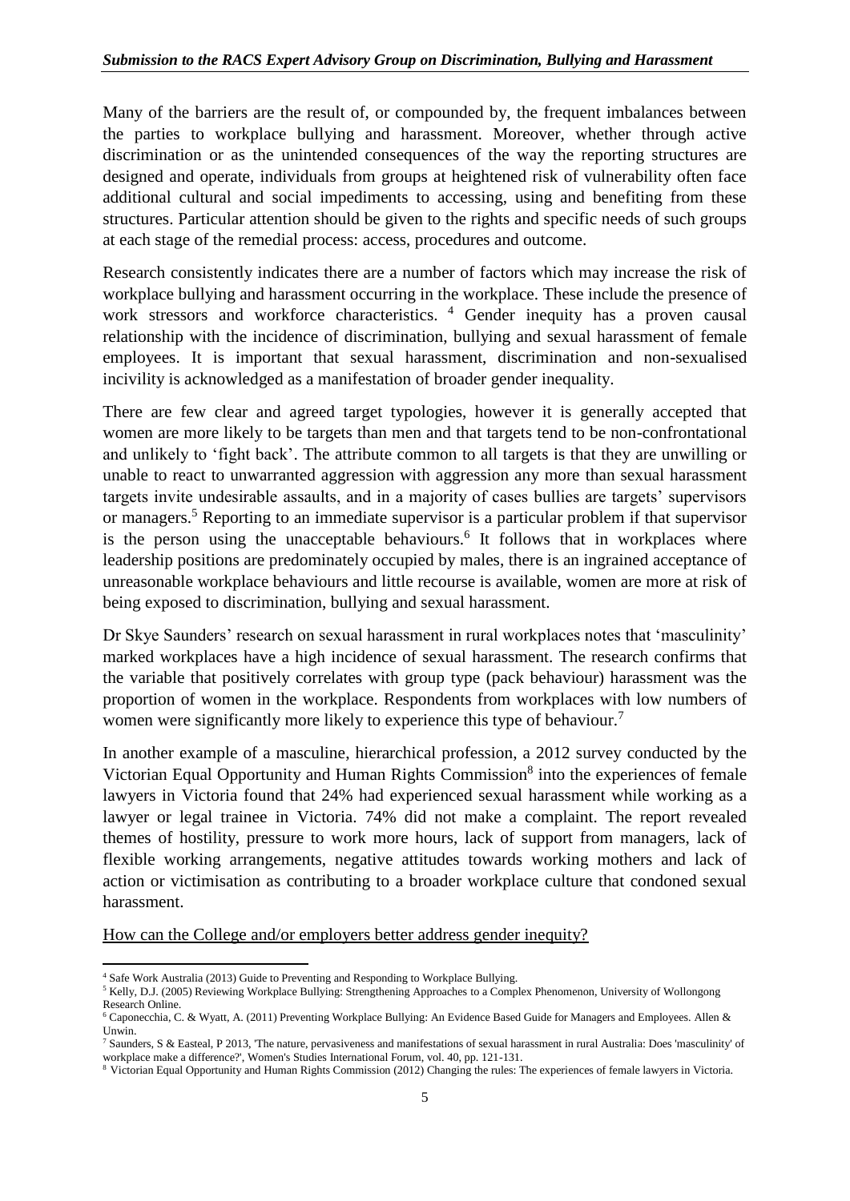Many of the barriers are the result of, or compounded by, the frequent imbalances between the parties to workplace bullying and harassment. Moreover, whether through active discrimination or as the unintended consequences of the way the reporting structures are designed and operate, individuals from groups at heightened risk of vulnerability often face additional cultural and social impediments to accessing, using and benefiting from these structures. Particular attention should be given to the rights and specific needs of such groups at each stage of the remedial process: access, procedures and outcome.

Research consistently indicates there are a number of factors which may increase the risk of workplace bullying and harassment occurring in the workplace. These include the presence of work stressors and workforce characteristics. [4] Gender inequity has a proven causal relationship with the incidence of discrimination, bullying and sexual harassment of female employees. It is important that sexual harassment, discrimination and non-sexualised incivility is acknowledged as a manifestation of broader gender inequality.

There are few clear and agreed target typologies, however it is generally accepted that women are more likely to be targets than men and that targets tend to be non-confrontational and unlikely to 'fight back'. The attribute common to all targets is that they are unwilling or unable to react to unwarranted aggression with aggression any more than sexual harassment targets invite undesirable assaults, and in a majority of cases bullies are targets' supervisors or managers.[5] Reporting to an immediate supervisor is a particular problem if that supervisor is the person using the unacceptable behaviours.[6] It follows that in workplaces where leadership positions are predominately occupied by males, there is an ingrained acceptance of unreasonable workplace behaviours and little recourse is available, women are more at risk of being exposed to discrimination, bullying and sexual harassment.

Dr Skye Saunders' research on sexual harassment in rural workplaces notes that 'masculinity' marked workplaces have a high incidence of sexual harassment. The research confirms that the variable that positively correlates with group type (pack behaviour) harassment was the proportion of women in the workplace. Respondents from workplaces with low numbers of women were significantly more likely to experience this type of behaviour.[7]

In another example of a masculine, hierarchical profession, a 2012 survey conducted by the Victorian Equal Opportunity and Human Rights Commission[8] into the experiences of female lawyers in Victoria found that 24% had experienced sexual harassment while working as a lawyer or legal trainee in Victoria. 74% did not make a complaint. The report revealed themes of hostility, pressure to work more hours, lack of support from managers, lack of flexible working arrangements, negative attitudes towards working mothers and lack of action or victimisation as contributing to a broader workplace culture that condoned sexual harassment.

<u>How can the College and/or employers better address gender inequity?</u>

---

[4] Safe Work Australia (2013) Guide to Preventing and Responding to Workplace Bullying.

[5] Kelly, D.J. (2005) Reviewing Workplace Bullying: Strengthening Approaches to a Complex Phenomenon, University of Wollongong Research Online.

[6] Caponecchia, C. & Wyatt, A. (2011) Preventing Workplace Bullying: An Evidence Based Guide for Managers and Employees. Allen & Unwin.

[7] Saunders, S & Easteal, P 2013, 'The nature, pervasiveness and manifestations of sexual harassment in rural Australia: Does 'masculinity' of workplace make a difference?', Women's Studies International Forum, vol. 40, pp. 121-131.

[8] Victorian Equal Opportunity and Human Rights Commission (2012) Changing the rules: The experiences of female lawyers in Victoria.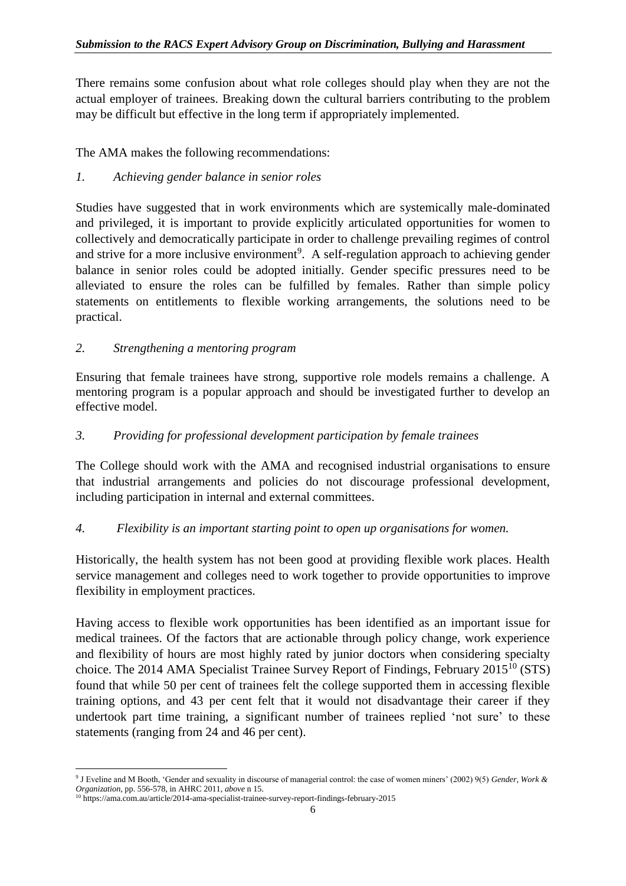There remains some confusion about what role colleges should play when they are not the actual employer of trainees. Breaking down the cultural barriers contributing to the problem may be difficult but effective in the long term if appropriately implemented.

The AMA makes the following recommendations:

*1. Achieving gender balance in senior roles*

Studies have suggested that in work environments which are systemically male-dominated and privileged, it is important to provide explicitly articulated opportunities for women to collectively and democratically participate in order to challenge prevailing regimes of control and strive for a more inclusive environment[9]. A self-regulation approach to achieving gender balance in senior roles could be adopted initially. Gender specific pressures need to be alleviated to ensure the roles can be fulfilled by females. Rather than simple policy statements on entitlements to flexible working arrangements, the solutions need to be practical.

*2. Strengthening a mentoring program*

Ensuring that female trainees have strong, supportive role models remains a challenge. A mentoring program is a popular approach and should be investigated further to develop an effective model.

*3. Providing for professional development participation by female trainees*

The College should work with the AMA and recognised industrial organisations to ensure that industrial arrangements and policies do not discourage professional development, including participation in internal and external committees.

*4. Flexibility is an important starting point to open up organisations for women.*

Historically, the health system has not been good at providing flexible work places. Health service management and colleges need to work together to provide opportunities to improve flexibility in employment practices.

Having access to flexible work opportunities has been identified as an important issue for medical trainees. Of the factors that are actionable through policy change, work experience and flexibility of hours are most highly rated by junior doctors when considering specialty choice. The 2014 AMA Specialist Trainee Survey Report of Findings, February 2015[10] (STS) found that while 50 per cent of trainees felt the college supported them in accessing flexible training options, and 43 per cent felt that it would not disadvantage their career if they undertook part time training, a significant number of trainees replied 'not sure' to these statements (ranging from 24 and 46 per cent).

---

[9] J Eveline and M Booth, 'Gender and sexuality in discourse of managerial control: the case of women miners' (2002) 9(5) *Gender, Work & Organization*, pp. 556-578, in AHRC 2011, *above* n 15.

[10] https://ama.com.au/article/2014-ama-specialist-trainee-survey-report-findings-february-2015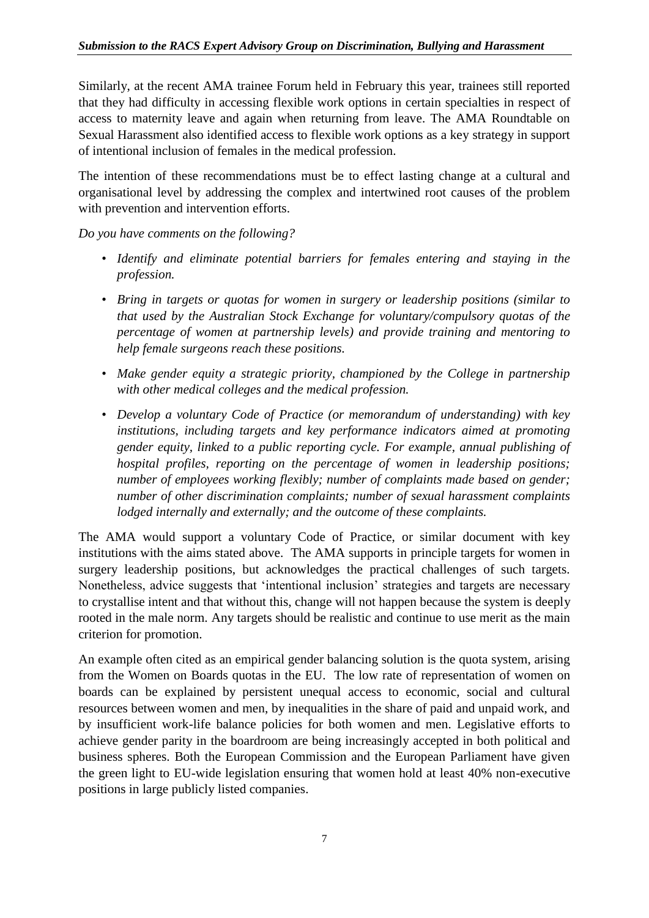Similarly, at the recent AMA trainee Forum held in February this year, trainees still reported that they had difficulty in accessing flexible work options in certain specialties in respect of access to maternity leave and again when returning from leave. The AMA Roundtable on Sexual Harassment also identified access to flexible work options as a key strategy in support of intentional inclusion of females in the medical profession.

The intention of these recommendations must be to effect lasting change at a cultural and organisational level by addressing the complex and intertwined root causes of the problem with prevention and intervention efforts.

*Do you have comments on the following?*

- *Identify and eliminate potential barriers for females entering and staying in the profession.*
- *Bring in targets or quotas for women in surgery or leadership positions (similar to that used by the Australian Stock Exchange for voluntary/compulsory quotas of the percentage of women at partnership levels) and provide training and mentoring to help female surgeons reach these positions.*
- *Make gender equity a strategic priority, championed by the College in partnership with other medical colleges and the medical profession.*
- *Develop a voluntary Code of Practice (or memorandum of understanding) with key institutions, including targets and key performance indicators aimed at promoting gender equity, linked to a public reporting cycle. For example, annual publishing of hospital profiles, reporting on the percentage of women in leadership positions; number of employees working flexibly; number of complaints made based on gender; number of other discrimination complaints; number of sexual harassment complaints lodged internally and externally; and the outcome of these complaints.*

The AMA would support a voluntary Code of Practice, or similar document with key institutions with the aims stated above. The AMA supports in principle targets for women in surgery leadership positions, but acknowledges the practical challenges of such targets. Nonetheless, advice suggests that 'intentional inclusion' strategies and targets are necessary to crystallise intent and that without this, change will not happen because the system is deeply rooted in the male norm. Any targets should be realistic and continue to use merit as the main criterion for promotion.

An example often cited as an empirical gender balancing solution is the quota system, arising from the Women on Boards quotas in the EU. The low rate of representation of women on boards can be explained by persistent unequal access to economic, social and cultural resources between women and men, by inequalities in the share of paid and unpaid work, and by insufficient work-life balance policies for both women and men. Legislative efforts to achieve gender parity in the boardroom are being increasingly accepted in both political and business spheres. Both the European Commission and the European Parliament have given the green light to EU-wide legislation ensuring that women hold at least 40% non-executive positions in large publicly listed companies.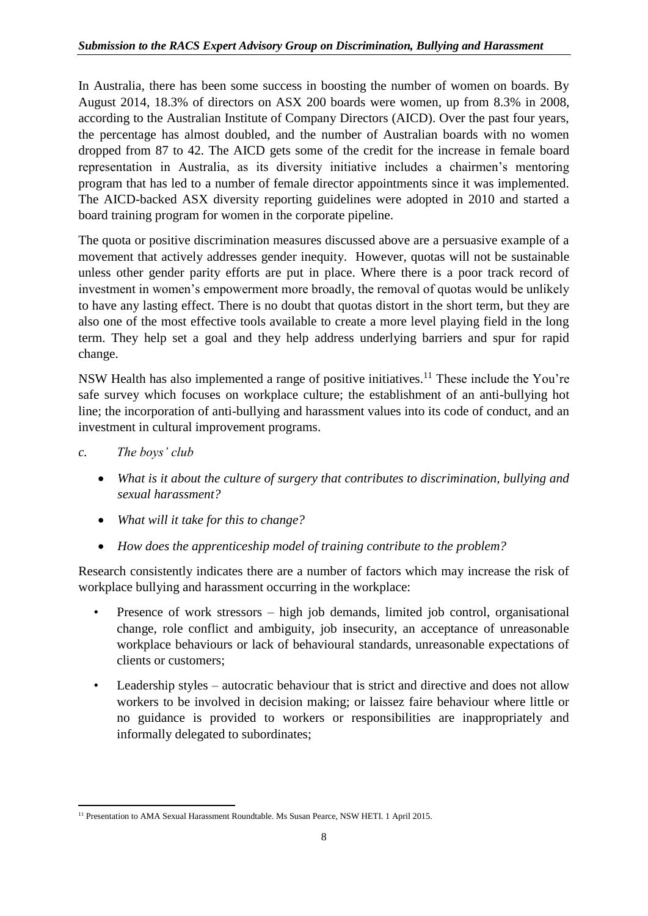In Australia, there has been some success in boosting the number of women on boards. By August 2014, 18.3% of directors on ASX 200 boards were women, up from 8.3% in 2008, according to the Australian Institute of Company Directors (AICD). Over the past four years, the percentage has almost doubled, and the number of Australian boards with no women dropped from 87 to 42. The AICD gets some of the credit for the increase in female board representation in Australia, as its diversity initiative includes a chairmen's mentoring program that has led to a number of female director appointments since it was implemented. The AICD-backed ASX diversity reporting guidelines were adopted in 2010 and started a board training program for women in the corporate pipeline.

The quota or positive discrimination measures discussed above are a persuasive example of a movement that actively addresses gender inequity. However, quotas will not be sustainable unless other gender parity efforts are put in place. Where there is a poor track record of investment in women's empowerment more broadly, the removal of quotas would be unlikely to have any lasting effect. There is no doubt that quotas distort in the short term, but they are also one of the most effective tools available to create a more level playing field in the long term. They help set a goal and they help address underlying barriers and spur for rapid change.

NSW Health has also implemented a range of positive initiatives.[11] These include the You're safe survey which focuses on workplace culture; the establishment of an anti-bullying hot line; the incorporation of anti-bullying and harassment values into its code of conduct, and an investment in cultural improvement programs.

*c. The boys' club*

- *What is it about the culture of surgery that contributes to discrimination, bullying and sexual harassment?*
- *What will it take for this to change?*
- *How does the apprenticeship model of training contribute to the problem?*

Research consistently indicates there are a number of factors which may increase the risk of workplace bullying and harassment occurring in the workplace:

- Presence of work stressors – high job demands, limited job control, organisational change, role conflict and ambiguity, job insecurity, an acceptance of unreasonable workplace behaviours or lack of behavioural standards, unreasonable expectations of clients or customers;
- Leadership styles – autocratic behaviour that is strict and directive and does not allow workers to be involved in decision making; or laissez faire behaviour where little or no guidance is provided to workers or responsibilities are inappropriately and informally delegated to subordinates;

[11] Presentation to AMA Sexual Harassment Roundtable. Ms Susan Pearce, NSW HETI. 1 April 2015.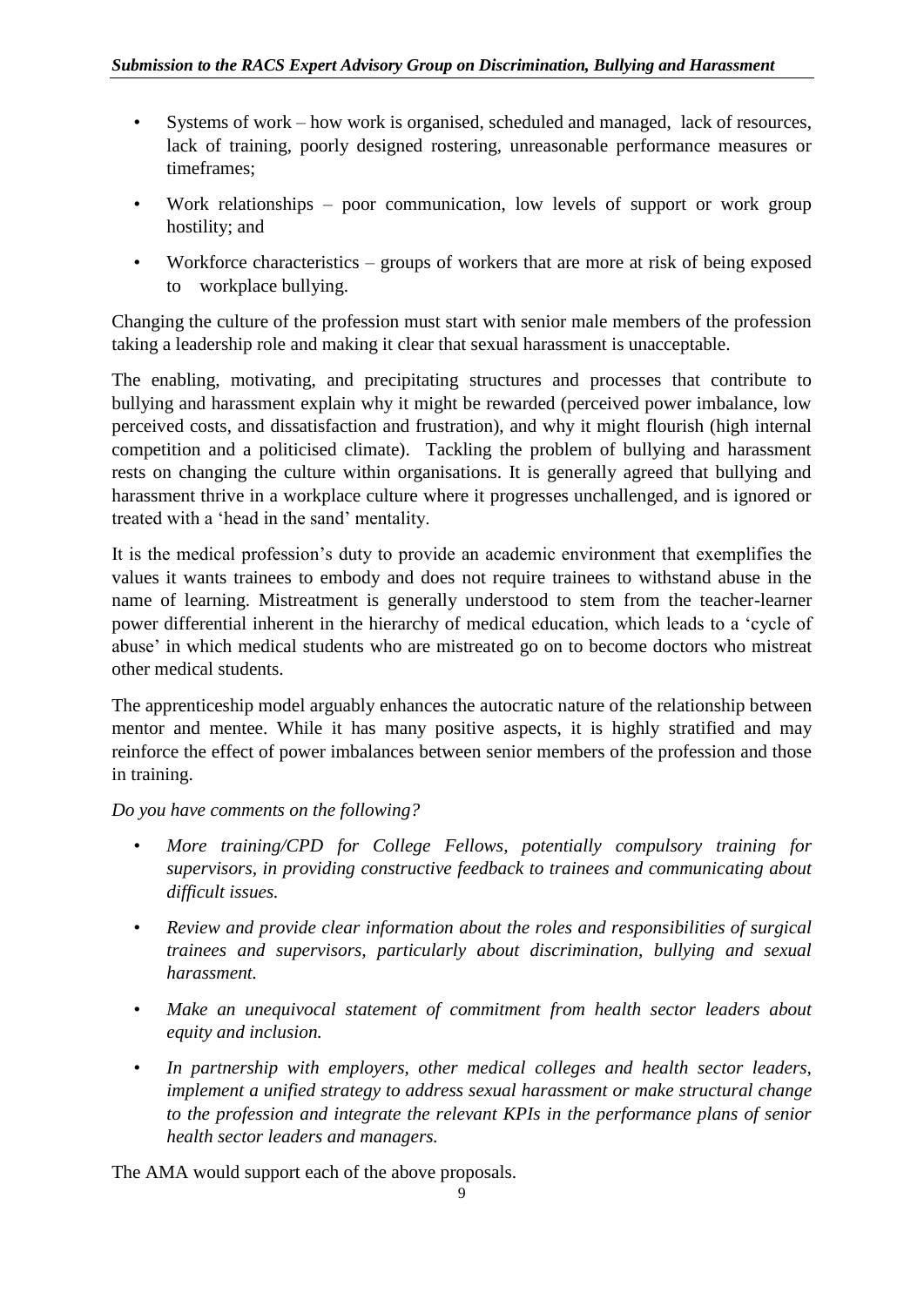- Systems of work – how work is organised, scheduled and managed, lack of resources, lack of training, poorly designed rostering, unreasonable performance measures or timeframes;
- Work relationships – poor communication, low levels of support or work group hostility; and
- Workforce characteristics – groups of workers that are more at risk of being exposed to workplace bullying.

Changing the culture of the profession must start with senior male members of the profession taking a leadership role and making it clear that sexual harassment is unacceptable.

The enabling, motivating, and precipitating structures and processes that contribute to bullying and harassment explain why it might be rewarded (perceived power imbalance, low perceived costs, and dissatisfaction and frustration), and why it might flourish (high internal competition and a politicised climate). Tackling the problem of bullying and harassment rests on changing the culture within organisations. It is generally agreed that bullying and harassment thrive in a workplace culture where it progresses unchallenged, and is ignored or treated with a 'head in the sand' mentality.

It is the medical profession's duty to provide an academic environment that exemplifies the values it wants trainees to embody and does not require trainees to withstand abuse in the name of learning. Mistreatment is generally understood to stem from the teacher-learner power differential inherent in the hierarchy of medical education, which leads to a 'cycle of abuse' in which medical students who are mistreated go on to become doctors who mistreat other medical students.

The apprenticeship model arguably enhances the autocratic nature of the relationship between mentor and mentee. While it has many positive aspects, it is highly stratified and may reinforce the effect of power imbalances between senior members of the profession and those in training.

*Do you have comments on the following?*

- *More training/CPD for College Fellows, potentially compulsory training for supervisors, in providing constructive feedback to trainees and communicating about difficult issues.*
- *Review and provide clear information about the roles and responsibilities of surgical trainees and supervisors, particularly about discrimination, bullying and sexual harassment.*
- *Make an unequivocal statement of commitment from health sector leaders about equity and inclusion.*
- *In partnership with employers, other medical colleges and health sector leaders, implement a unified strategy to address sexual harassment or make structural change to the profession and integrate the relevant KPIs in the performance plans of senior health sector leaders and managers.*

The AMA would support each of the above proposals.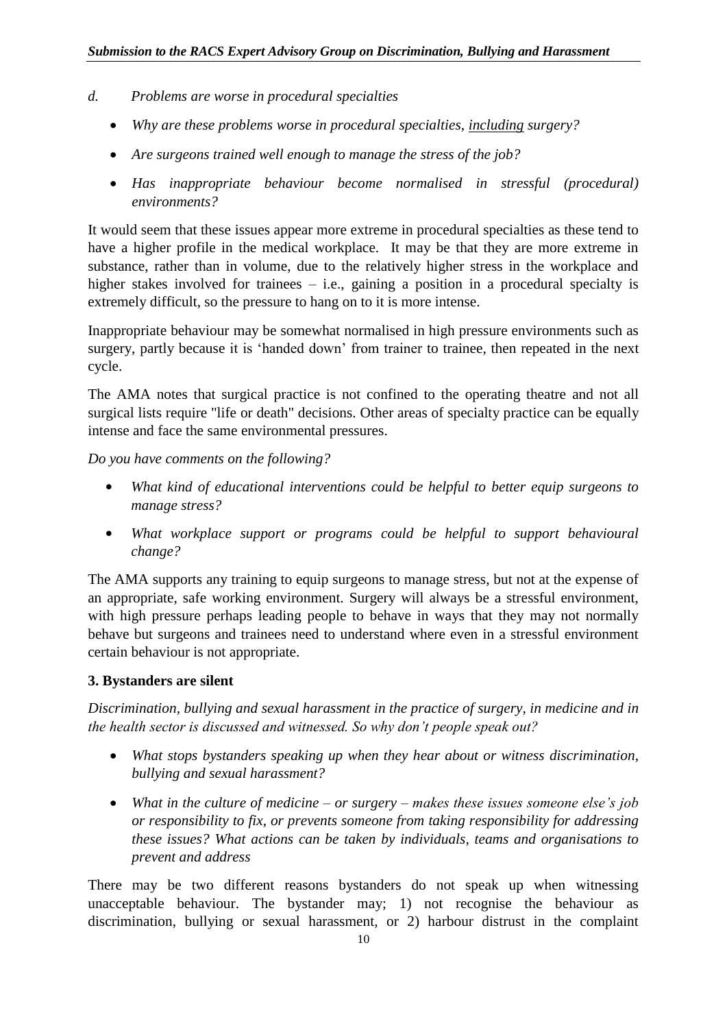*d. Problems are worse in procedural specialties*

- *Why are these problems worse in procedural specialties, <u>including</u> surgery?*
- *Are surgeons trained well enough to manage the stress of the job?*
- *Has inappropriate behaviour become normalised in stressful (procedural) environments?*

It would seem that these issues appear more extreme in procedural specialties as these tend to have a higher profile in the medical workplace. It may be that they are more extreme in substance, rather than in volume, due to the relatively higher stress in the workplace and higher stakes involved for trainees – i.e., gaining a position in a procedural specialty is extremely difficult, so the pressure to hang on to it is more intense.

Inappropriate behaviour may be somewhat normalised in high pressure environments such as surgery, partly because it is 'handed down' from trainer to trainee, then repeated in the next cycle.

The AMA notes that surgical practice is not confined to the operating theatre and not all surgical lists require "life or death" decisions. Other areas of specialty practice can be equally intense and face the same environmental pressures.

*Do you have comments on the following?*

- *What kind of educational interventions could be helpful to better equip surgeons to manage stress?*
- *What workplace support or programs could be helpful to support behavioural change?*

The AMA supports any training to equip surgeons to manage stress, but not at the expense of an appropriate, safe working environment. Surgery will always be a stressful environment, with high pressure perhaps leading people to behave in ways that they may not normally behave but surgeons and trainees need to understand where even in a stressful environment certain behaviour is not appropriate.

**3. Bystanders are silent**

*Discrimination, bullying and sexual harassment in the practice of surgery, in medicine and in the health sector is discussed and witnessed. So why don't people speak out?*

- *What stops bystanders speaking up when they hear about or witness discrimination, bullying and sexual harassment?*
- *What in the culture of medicine – or surgery – makes these issues someone else's job or responsibility to fix, or prevents someone from taking responsibility for addressing these issues? What actions can be taken by individuals, teams and organisations to prevent and address*

There may be two different reasons bystanders do not speak up when witnessing unacceptable behaviour. The bystander may; 1) not recognise the behaviour as discrimination, bullying or sexual harassment, or 2) harbour distrust in the complaint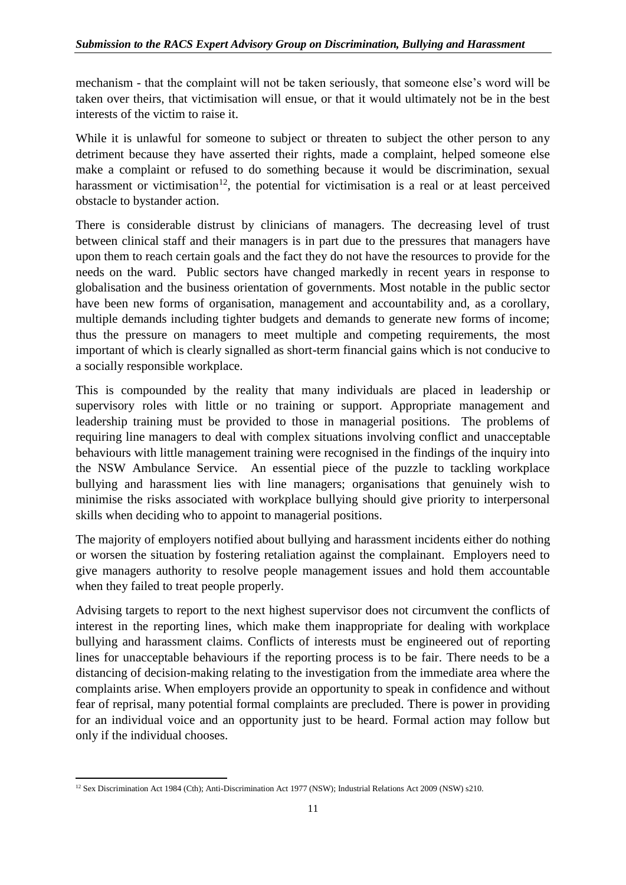mechanism - that the complaint will not be taken seriously, that someone else's word will be taken over theirs, that victimisation will ensue, or that it would ultimately not be in the best interests of the victim to raise it.

While it is unlawful for someone to subject or threaten to subject the other person to any detriment because they have asserted their rights, made a complaint, helped someone else make a complaint or refused to do something because it would be discrimination, sexual harassment or victimisation[12], the potential for victimisation is a real or at least perceived obstacle to bystander action.

There is considerable distrust by clinicians of managers. The decreasing level of trust between clinical staff and their managers is in part due to the pressures that managers have upon them to reach certain goals and the fact they do not have the resources to provide for the needs on the ward. Public sectors have changed markedly in recent years in response to globalisation and the business orientation of governments. Most notable in the public sector have been new forms of organisation, management and accountability and, as a corollary, multiple demands including tighter budgets and demands to generate new forms of income; thus the pressure on managers to meet multiple and competing requirements, the most important of which is clearly signalled as short-term financial gains which is not conducive to a socially responsible workplace.

This is compounded by the reality that many individuals are placed in leadership or supervisory roles with little or no training or support. Appropriate management and leadership training must be provided to those in managerial positions. The problems of requiring line managers to deal with complex situations involving conflict and unacceptable behaviours with little management training were recognised in the findings of the inquiry into the NSW Ambulance Service. An essential piece of the puzzle to tackling workplace bullying and harassment lies with line managers; organisations that genuinely wish to minimise the risks associated with workplace bullying should give priority to interpersonal skills when deciding who to appoint to managerial positions.

The majority of employers notified about bullying and harassment incidents either do nothing or worsen the situation by fostering retaliation against the complainant. Employers need to give managers authority to resolve people management issues and hold them accountable when they failed to treat people properly.

Advising targets to report to the next highest supervisor does not circumvent the conflicts of interest in the reporting lines, which make them inappropriate for dealing with workplace bullying and harassment claims. Conflicts of interests must be engineered out of reporting lines for unacceptable behaviours if the reporting process is to be fair. There needs to be a distancing of decision-making relating to the investigation from the immediate area where the complaints arise. When employers provide an opportunity to speak in confidence and without fear of reprisal, many potential formal complaints are precluded. There is power in providing for an individual voice and an opportunity just to be heard. Formal action may follow but only if the individual chooses.

---

[12] Sex Discrimination Act 1984 (Cth); Anti-Discrimination Act 1977 (NSW); Industrial Relations Act 2009 (NSW) s210.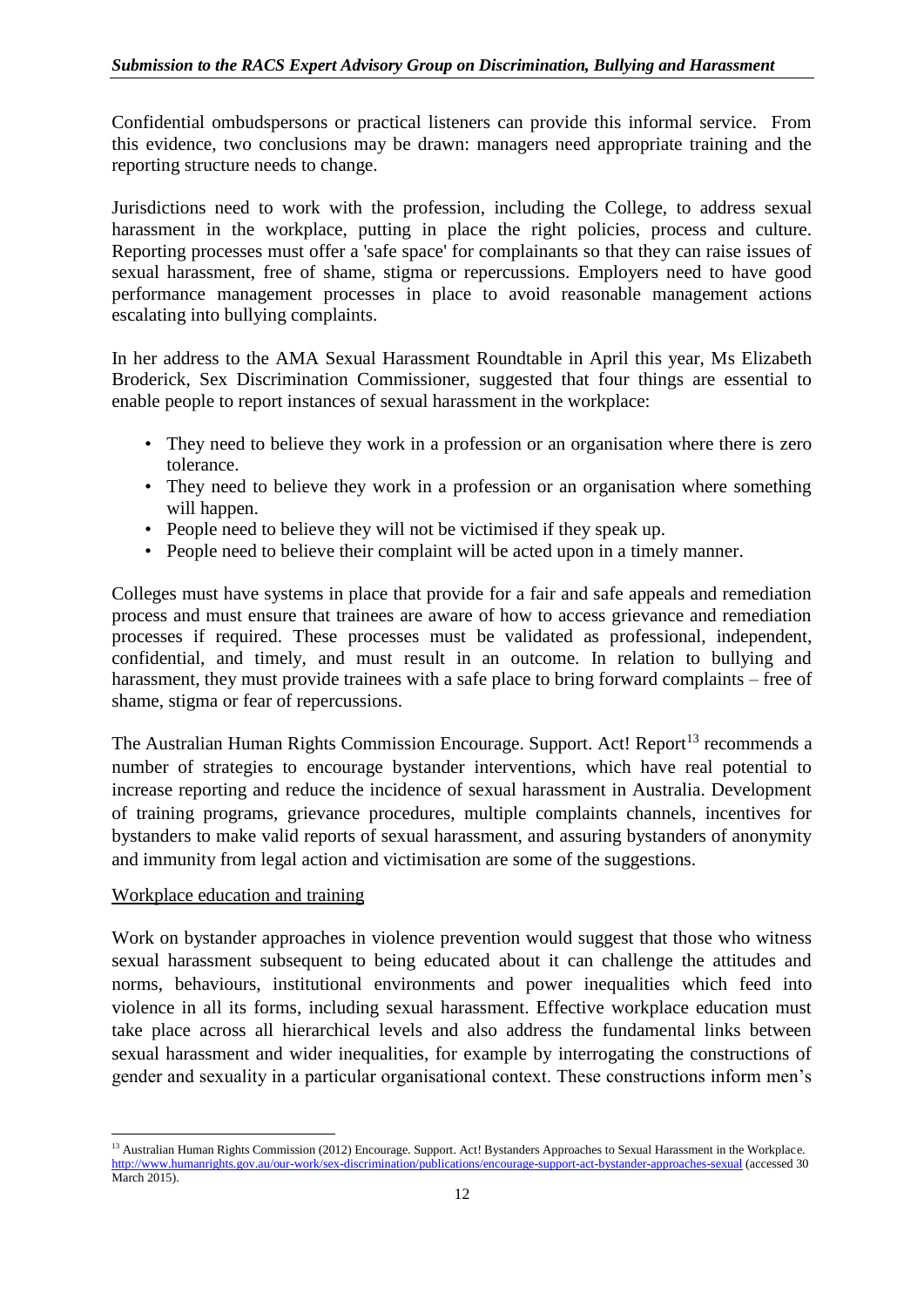Confidential ombudspersons or practical listeners can provide this informal service. From this evidence, two conclusions may be drawn: managers need appropriate training and the reporting structure needs to change.

Jurisdictions need to work with the profession, including the College, to address sexual harassment in the workplace, putting in place the right policies, process and culture. Reporting processes must offer a 'safe space' for complainants so that they can raise issues of sexual harassment, free of shame, stigma or repercussions. Employers need to have good performance management processes in place to avoid reasonable management actions escalating into bullying complaints.

In her address to the AMA Sexual Harassment Roundtable in April this year, Ms Elizabeth Broderick, Sex Discrimination Commissioner, suggested that four things are essential to enable people to report instances of sexual harassment in the workplace:

- They need to believe they work in a profession or an organisation where there is zero tolerance.
- They need to believe they work in a profession or an organisation where something will happen.
- People need to believe they will not be victimised if they speak up.
- People need to believe their complaint will be acted upon in a timely manner.

Colleges must have systems in place that provide for a fair and safe appeals and remediation process and must ensure that trainees are aware of how to access grievance and remediation processes if required. These processes must be validated as professional, independent, confidential, and timely, and must result in an outcome. In relation to bullying and harassment, they must provide trainees with a safe place to bring forward complaints – free of shame, stigma or fear of repercussions.

The Australian Human Rights Commission Encourage. Support. Act! Report[13] recommends a number of strategies to encourage bystander interventions, which have real potential to increase reporting and reduce the incidence of sexual harassment in Australia. Development of training programs, grievance procedures, multiple complaints channels, incentives for bystanders to make valid reports of sexual harassment, and assuring bystanders of anonymity and immunity from legal action and victimisation are some of the suggestions.

<u>Workplace education and training</u>

Work on bystander approaches in violence prevention would suggest that those who witness sexual harassment subsequent to being educated about it can challenge the attitudes and norms, behaviours, institutional environments and power inequalities which feed into violence in all its forms, including sexual harassment. Effective workplace education must take place across all hierarchical levels and also address the fundamental links between sexual harassment and wider inequalities, for example by interrogating the constructions of gender and sexuality in a particular organisational context. These constructions inform men's

---

[13] Australian Human Rights Commission (2012) Encourage. Support. Act! Bystanders Approaches to Sexual Harassment in the Workplace. http://www.humanrights.gov.au/our-work/sex-discrimination/publications/encourage-support-act-bystander-approaches-sexual (accessed 30 March 2015).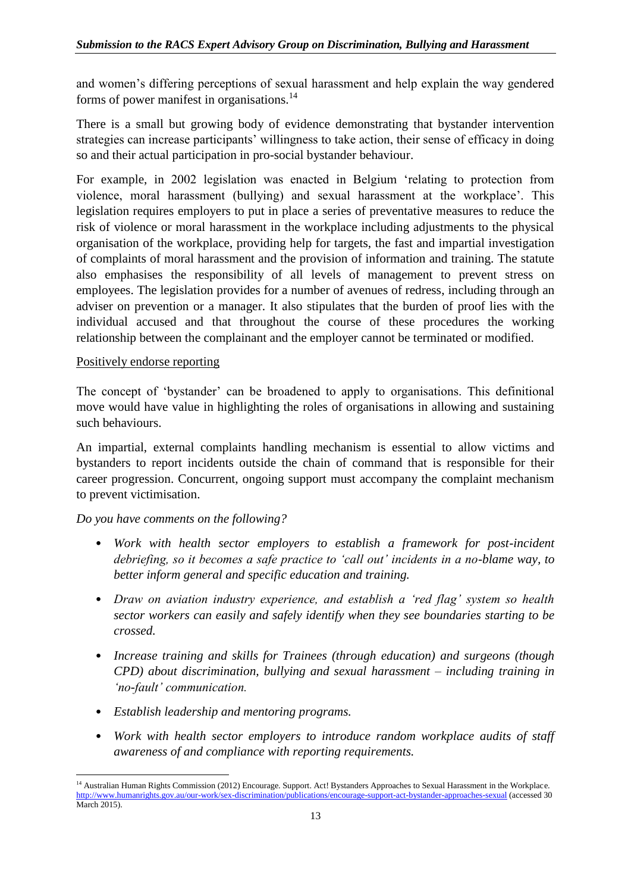and women's differing perceptions of sexual harassment and help explain the way gendered forms of power manifest in organisations.[14]

There is a small but growing body of evidence demonstrating that bystander intervention strategies can increase participants' willingness to take action, their sense of efficacy in doing so and their actual participation in pro-social bystander behaviour.

For example, in 2002 legislation was enacted in Belgium 'relating to protection from violence, moral harassment (bullying) and sexual harassment at the workplace'. This legislation requires employers to put in place a series of preventative measures to reduce the risk of violence or moral harassment in the workplace including adjustments to the physical organisation of the workplace, providing help for targets, the fast and impartial investigation of complaints of moral harassment and the provision of information and training. The statute also emphasises the responsibility of all levels of management to prevent stress on employees. The legislation provides for a number of avenues of redress, including through an adviser on prevention or a manager. It also stipulates that the burden of proof lies with the individual accused and that throughout the course of these procedures the working relationship between the complainant and the employer cannot be terminated or modified.

<u>Positively endorse reporting</u>

The concept of 'bystander' can be broadened to apply to organisations. This definitional move would have value in highlighting the roles of organisations in allowing and sustaining such behaviours.

An impartial, external complaints handling mechanism is essential to allow victims and bystanders to report incidents outside the chain of command that is responsible for their career progression. Concurrent, ongoing support must accompany the complaint mechanism to prevent victimisation.

*Do you have comments on the following?*

- *Work with health sector employers to establish a framework for post-incident debriefing, so it becomes a safe practice to 'call out' incidents in a no-blame way, to better inform general and specific education and training.*
- *Draw on aviation industry experience, and establish a 'red flag' system so health sector workers can easily and safely identify when they see boundaries starting to be crossed.*
- *Increase training and skills for Trainees (through education) and surgeons (though CPD) about discrimination, bullying and sexual harassment – including training in 'no-fault' communication.*
- *Establish leadership and mentoring programs.*
- *Work with health sector employers to introduce random workplace audits of staff awareness of and compliance with reporting requirements.*

---

[14] Australian Human Rights Commission (2012) Encourage. Support. Act! Bystanders Approaches to Sexual Harassment in the Workplace. http://www.humanrights.gov.au/our-work/sex-discrimination/publications/encourage-support-act-bystander-approaches-sexual (accessed 30 March 2015).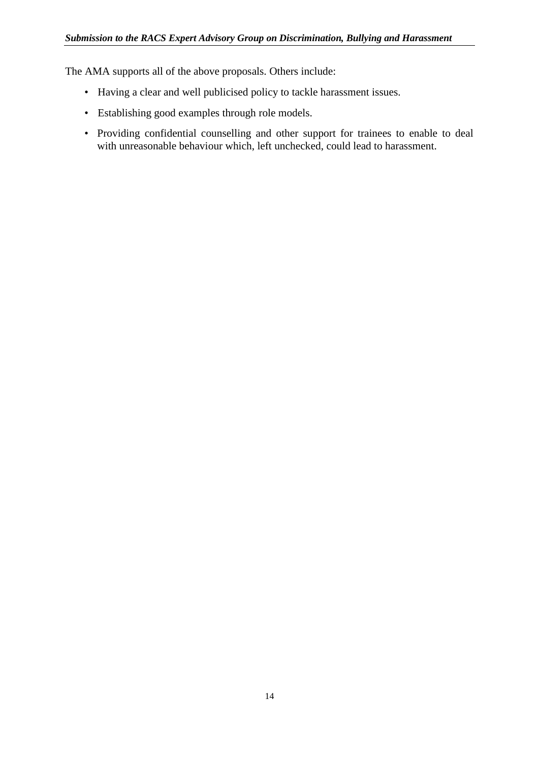The AMA supports all of the above proposals. Others include:

- Having a clear and well publicised policy to tackle harassment issues.
- Establishing good examples through role models.
- Providing confidential counselling and other support for trainees to enable to deal with unreasonable behaviour which, left unchecked, could lead to harassment.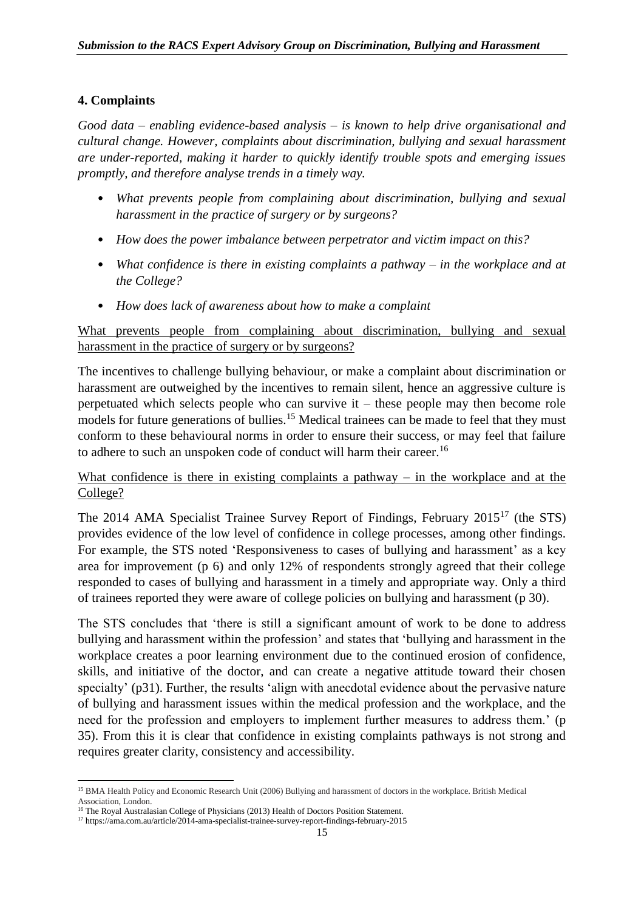## 4. Complaints

*Good data – enabling evidence-based analysis – is known to help drive organisational and cultural change. However, complaints about discrimination, bullying and sexual harassment are under-reported, making it harder to quickly identify trouble spots and emerging issues promptly, and therefore analyse trends in a timely way.*

- *What prevents people from complaining about discrimination, bullying and sexual harassment in the practice of surgery or by surgeons?*
- *How does the power imbalance between perpetrator and victim impact on this?*
- *What confidence is there in existing complaints a pathway – in the workplace and at the College?*
- *How does lack of awareness about how to make a complaint*

<u>What prevents people from complaining about discrimination, bullying and sexual harassment in the practice of surgery or by surgeons?</u>

The incentives to challenge bullying behaviour, or make a complaint about discrimination or harassment are outweighed by the incentives to remain silent, hence an aggressive culture is perpetuated which selects people who can survive it – these people may then become role models for future generations of bullies.[15] Medical trainees can be made to feel that they must conform to these behavioural norms in order to ensure their success, or may feel that failure to adhere to such an unspoken code of conduct will harm their career.[16]

<u>What confidence is there in existing complaints a pathway – in the workplace and at the College?</u>

The 2014 AMA Specialist Trainee Survey Report of Findings, February 2015[17] (the STS) provides evidence of the low level of confidence in college processes, among other findings. For example, the STS noted 'Responsiveness to cases of bullying and harassment' as a key area for improvement (p 6) and only 12% of respondents strongly agreed that their college responded to cases of bullying and harassment in a timely and appropriate way. Only a third of trainees reported they were aware of college policies on bullying and harassment (p 30).

The STS concludes that 'there is still a significant amount of work to be done to address bullying and harassment within the profession' and states that 'bullying and harassment in the workplace creates a poor learning environment due to the continued erosion of confidence, skills, and initiative of the doctor, and can create a negative attitude toward their chosen specialty' (p31). Further, the results 'align with anecdotal evidence about the pervasive nature of bullying and harassment issues within the medical profession and the workplace, and the need for the profession and employers to implement further measures to address them.' (p 35). From this it is clear that confidence in existing complaints pathways is not strong and requires greater clarity, consistency and accessibility.

---

[15] BMA Health Policy and Economic Research Unit (2006) Bullying and harassment of doctors in the workplace. British Medical Association, London.

[16] The Royal Australasian College of Physicians (2013) Health of Doctors Position Statement.

[17] https://ama.com.au/article/2014-ama-specialist-trainee-survey-report-findings-february-2015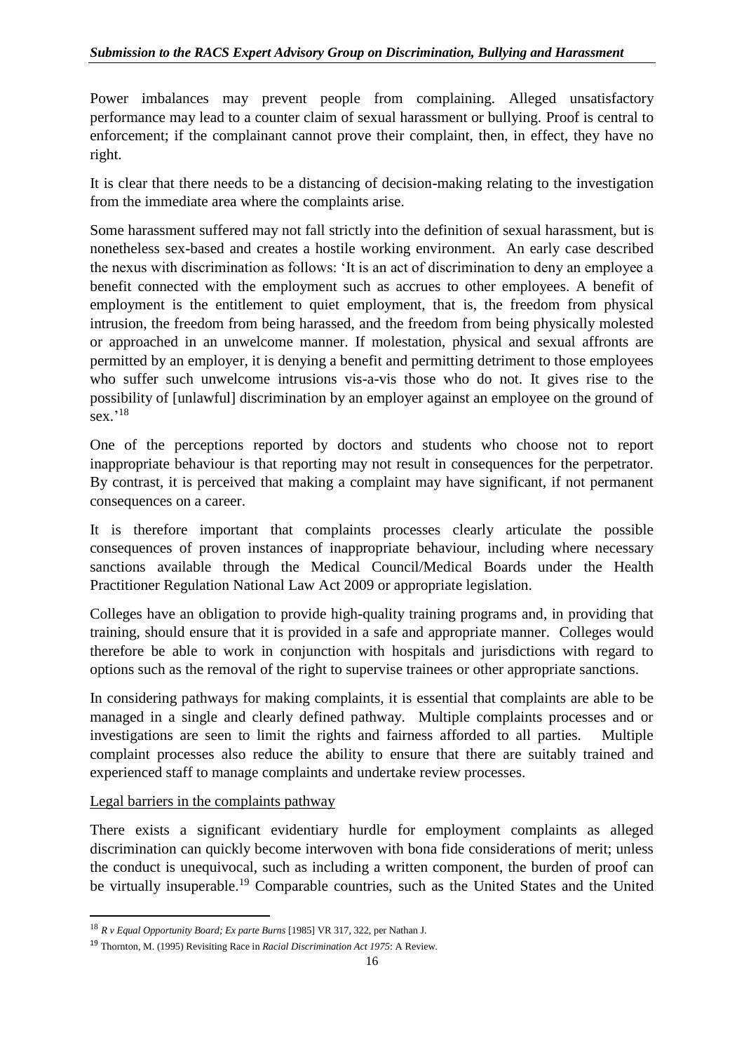Power imbalances may prevent people from complaining. Alleged unsatisfactory performance may lead to a counter claim of sexual harassment or bullying. Proof is central to enforcement; if the complainant cannot prove their complaint, then, in effect, they have no right.

It is clear that there needs to be a distancing of decision-making relating to the investigation from the immediate area where the complaints arise.

Some harassment suffered may not fall strictly into the definition of sexual harassment, but is nonetheless sex-based and creates a hostile working environment. An early case described the nexus with discrimination as follows: 'It is an act of discrimination to deny an employee a benefit connected with the employment such as accrues to other employees. A benefit of employment is the entitlement to quiet employment, that is, the freedom from physical intrusion, the freedom from being harassed, and the freedom from being physically molested or approached in an unwelcome manner. If molestation, physical and sexual affronts are permitted by an employer, it is denying a benefit and permitting detriment to those employees who suffer such unwelcome intrusions vis-a-vis those who do not. It gives rise to the possibility of [unlawful] discrimination by an employer against an employee on the ground of sex.'[18]

One of the perceptions reported by doctors and students who choose not to report inappropriate behaviour is that reporting may not result in consequences for the perpetrator. By contrast, it is perceived that making a complaint may have significant, if not permanent consequences on a career.

It is therefore important that complaints processes clearly articulate the possible consequences of proven instances of inappropriate behaviour, including where necessary sanctions available through the Medical Council/Medical Boards under the Health Practitioner Regulation National Law Act 2009 or appropriate legislation.

Colleges have an obligation to provide high-quality training programs and, in providing that training, should ensure that it is provided in a safe and appropriate manner. Colleges would therefore be able to work in conjunction with hospitals and jurisdictions with regard to options such as the removal of the right to supervise trainees or other appropriate sanctions.

In considering pathways for making complaints, it is essential that complaints are able to be managed in a single and clearly defined pathway. Multiple complaints processes and or investigations are seen to limit the rights and fairness afforded to all parties. Multiple complaint processes also reduce the ability to ensure that there are suitably trained and experienced staff to manage complaints and undertake review processes.

<u>Legal barriers in the complaints pathway</u>

There exists a significant evidentiary hurdle for employment complaints as alleged discrimination can quickly become interwoven with bona fide considerations of merit; unless the conduct is unequivocal, such as including a written component, the burden of proof can be virtually insuperable.[19] Comparable countries, such as the United States and the United

---

[18] *R v Equal Opportunity Board; Ex parte Burns* [1985] VR 317, 322, per Nathan J.

[19] Thornton, M. (1995) Revisiting Race in *Racial Discrimination Act 1975*: A Review.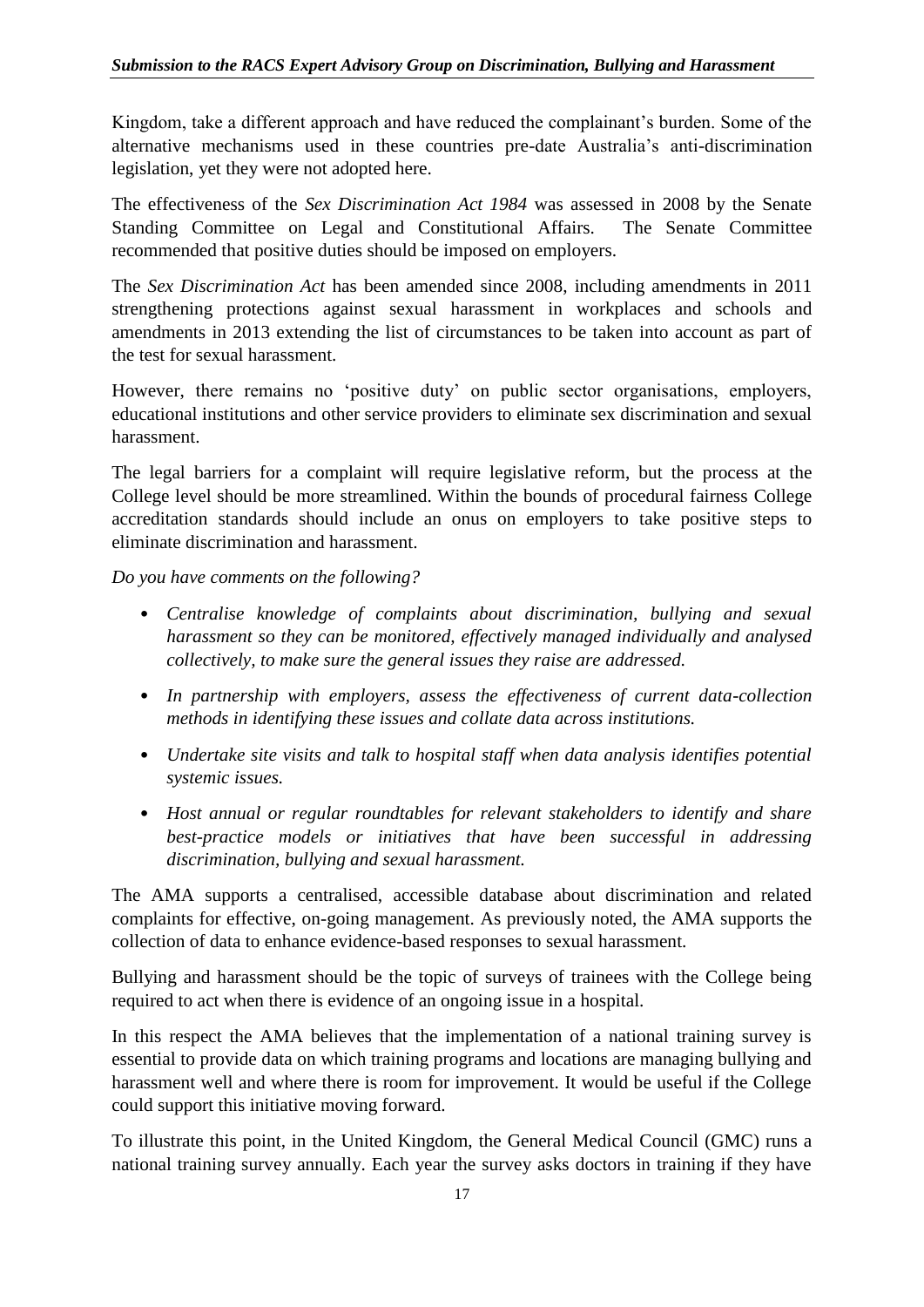Kingdom, take a different approach and have reduced the complainant's burden. Some of the alternative mechanisms used in these countries pre-date Australia's anti-discrimination legislation, yet they were not adopted here.

The effectiveness of the *Sex Discrimination Act 1984* was assessed in 2008 by the Senate Standing Committee on Legal and Constitutional Affairs. The Senate Committee recommended that positive duties should be imposed on employers.

The *Sex Discrimination Act* has been amended since 2008, including amendments in 2011 strengthening protections against sexual harassment in workplaces and schools and amendments in 2013 extending the list of circumstances to be taken into account as part of the test for sexual harassment.

However, there remains no 'positive duty' on public sector organisations, employers, educational institutions and other service providers to eliminate sex discrimination and sexual harassment.

The legal barriers for a complaint will require legislative reform, but the process at the College level should be more streamlined. Within the bounds of procedural fairness College accreditation standards should include an onus on employers to take positive steps to eliminate discrimination and harassment.

*Do you have comments on the following?*

- *Centralise knowledge of complaints about discrimination, bullying and sexual harassment so they can be monitored, effectively managed individually and analysed collectively, to make sure the general issues they raise are addressed.*
- *In partnership with employers, assess the effectiveness of current data-collection methods in identifying these issues and collate data across institutions.*
- *Undertake site visits and talk to hospital staff when data analysis identifies potential systemic issues.*
- *Host annual or regular roundtables for relevant stakeholders to identify and share best-practice models or initiatives that have been successful in addressing discrimination, bullying and sexual harassment.*

The AMA supports a centralised, accessible database about discrimination and related complaints for effective, on-going management. As previously noted, the AMA supports the collection of data to enhance evidence-based responses to sexual harassment.

Bullying and harassment should be the topic of surveys of trainees with the College being required to act when there is evidence of an ongoing issue in a hospital.

In this respect the AMA believes that the implementation of a national training survey is essential to provide data on which training programs and locations are managing bullying and harassment well and where there is room for improvement. It would be useful if the College could support this initiative moving forward.

To illustrate this point, in the United Kingdom, the General Medical Council (GMC) runs a national training survey annually. Each year the survey asks doctors in training if they have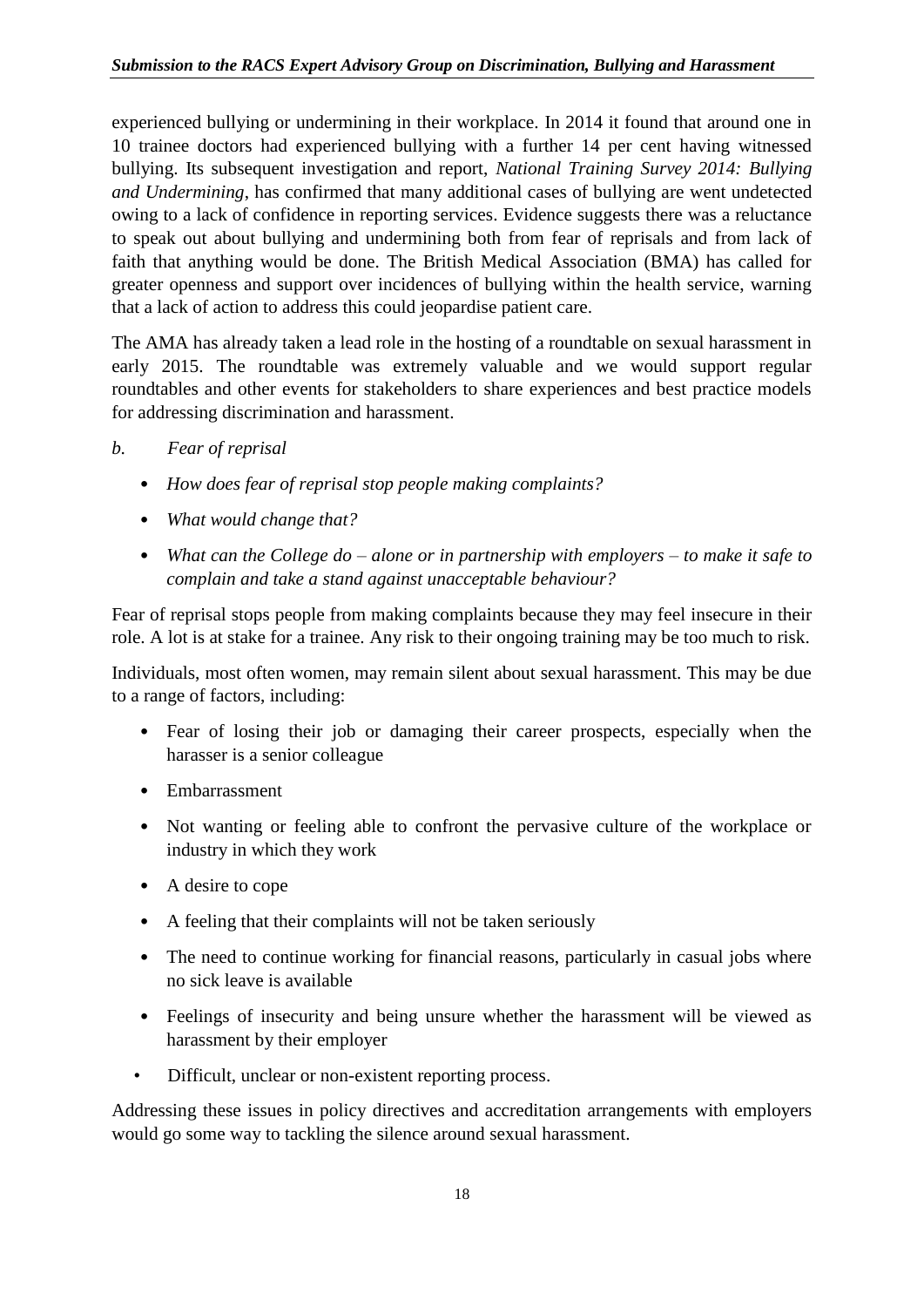experienced bullying or undermining in their workplace. In 2014 it found that around one in 10 trainee doctors had experienced bullying with a further 14 per cent having witnessed bullying. Its subsequent investigation and report, *National Training Survey 2014: Bullying and Undermining*, has confirmed that many additional cases of bullying are went undetected owing to a lack of confidence in reporting services. Evidence suggests there was a reluctance to speak out about bullying and undermining both from fear of reprisals and from lack of faith that anything would be done. The British Medical Association (BMA) has called for greater openness and support over incidences of bullying within the health service, warning that a lack of action to address this could jeopardise patient care.

The AMA has already taken a lead role in the hosting of a roundtable on sexual harassment in early 2015. The roundtable was extremely valuable and we would support regular roundtables and other events for stakeholders to share experiences and best practice models for addressing discrimination and harassment.

*b. Fear of reprisal*

- *How does fear of reprisal stop people making complaints?*
- *What would change that?*
- *What can the College do – alone or in partnership with employers – to make it safe to complain and take a stand against unacceptable behaviour?*

Fear of reprisal stops people from making complaints because they may feel insecure in their role. A lot is at stake for a trainee. Any risk to their ongoing training may be too much to risk.

Individuals, most often women, may remain silent about sexual harassment. This may be due to a range of factors, including:

- Fear of losing their job or damaging their career prospects, especially when the harasser is a senior colleague
- Embarrassment
- Not wanting or feeling able to confront the pervasive culture of the workplace or industry in which they work
- A desire to cope
- A feeling that their complaints will not be taken seriously
- The need to continue working for financial reasons, particularly in casual jobs where no sick leave is available
- Feelings of insecurity and being unsure whether the harassment will be viewed as harassment by their employer
- Difficult, unclear or non-existent reporting process.

Addressing these issues in policy directives and accreditation arrangements with employers would go some way to tackling the silence around sexual harassment.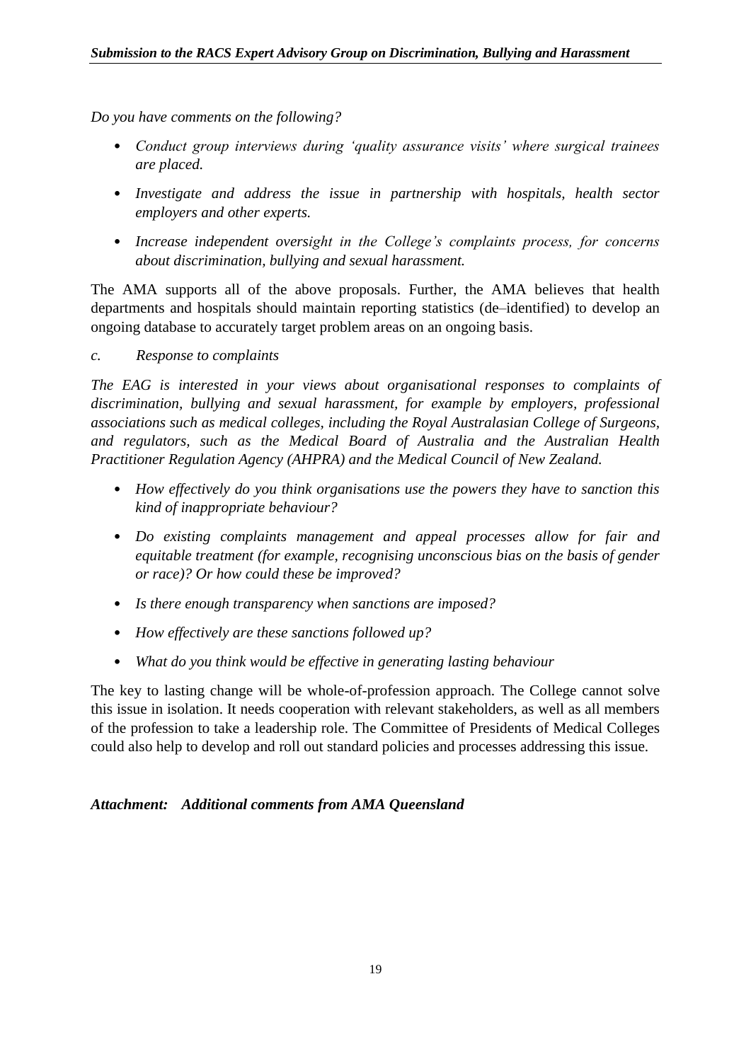*Do you have comments on the following?*

- *Conduct group interviews during 'quality assurance visits' where surgical trainees are placed.*
- *Investigate and address the issue in partnership with hospitals, health sector employers and other experts.*
- *Increase independent oversight in the College's complaints process, for concerns about discrimination, bullying and sexual harassment.*

The AMA supports all of the above proposals. Further, the AMA believes that health departments and hospitals should maintain reporting statistics (de–identified) to develop an ongoing database to accurately target problem areas on an ongoing basis.

*c. Response to complaints*

*The EAG is interested in your views about organisational responses to complaints of discrimination, bullying and sexual harassment, for example by employers, professional associations such as medical colleges, including the Royal Australasian College of Surgeons, and regulators, such as the Medical Board of Australia and the Australian Health Practitioner Regulation Agency (AHPRA) and the Medical Council of New Zealand.*

- *How effectively do you think organisations use the powers they have to sanction this kind of inappropriate behaviour?*
- *Do existing complaints management and appeal processes allow for fair and equitable treatment (for example, recognising unconscious bias on the basis of gender or race)? Or how could these be improved?*
- *Is there enough transparency when sanctions are imposed?*
- *How effectively are these sanctions followed up?*
- *What do you think would be effective in generating lasting behaviour*

The key to lasting change will be whole-of-profession approach. The College cannot solve this issue in isolation. It needs cooperation with relevant stakeholders, as well as all members of the profession to take a leadership role. The Committee of Presidents of Medical Colleges could also help to develop and roll out standard policies and processes addressing this issue.

***Attachment: Additional comments from AMA Queensland***